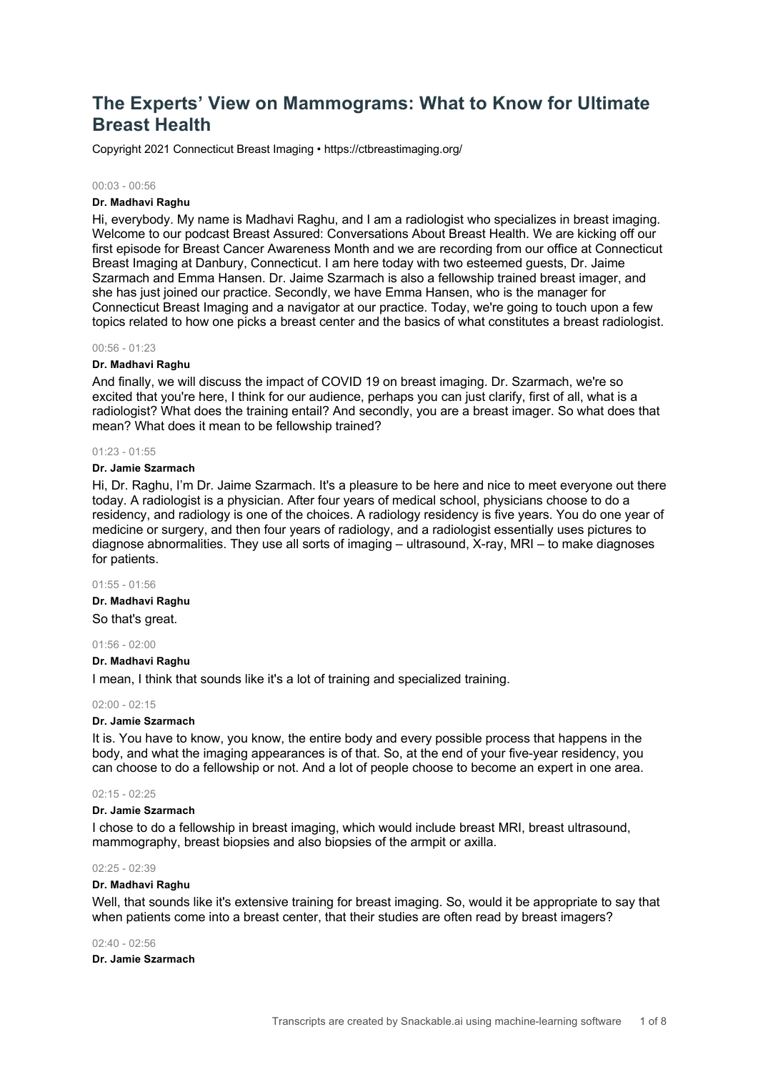# The Experts' View on Mammograms: What to Know for Ultimate Breast Health

Copyright 2021 Connecticut Breast Imaging • https://ctbreastimaging.org/

00:03 - 00:56

**Dr. Madhavi Raghu**

Hi, everybody. My name is Madhavi Raghu, and I am a radiologist who specializes in breast imaging. Welcome to our podcast Breast Assured: Conversations About Breast Health. We are kicking off our first episode for Breast Cancer Awareness Month and we are recording from our office at Connecticut Breast Imaging at Danbury, Connecticut. I am here today with two esteemed guests, Dr. Jaime Szarmach and Emma Hansen. Dr. Jaime Szarmach is also a fellowship trained breast imager, and she has just joined our practice. Secondly, we have Emma Hansen, who is the manager for Connecticut Breast Imaging and a navigator at our practice. Today, we're going to touch upon a few topics related to how one picks a breast center and the basics of what constitutes a breast radiologist.

00:56 - 01:23

**Dr. Madhavi Raghu**

And finally, we will discuss the impact of COVID 19 on breast imaging. Dr. Szarmach, we're so excited that you're here, I think for our audience, perhaps you can just clarify, first of all, what is a radiologist? What does the training entail? And secondly, you are a breast imager. So what does that mean? What does it mean to be fellowship trained?

01:23 - 01:55

**Dr. Jamie Szarmach**

Hi, Dr. Raghu, I'm Dr. Jaime Szarmach. It's a pleasure to be here and nice to meet everyone out there today. A radiologist is a physician. After four years of medical school, physicians choose to do a residency, and radiology is one of the choices. A radiology residency is five years. You do one year of medicine or surgery, and then four years of radiology, and a radiologist essentially uses pictures to diagnose abnormalities. They use all sorts of imaging – ultrasound, X-ray, MRI – to make diagnoses for patients.

01:55 - 01:56

**Dr. Madhavi Raghu**

So that's great.

01:56 - 02:00

**Dr. Madhavi Raghu**

I mean, I think that sounds like it's a lot of training and specialized training.

02:00 - 02:15

**Dr. Jamie Szarmach**

It is. You have to know, you know, the entire body and every possible process that happens in the body, and what the imaging appearances is of that. So, at the end of your five-year residency, you can choose to do a fellowship or not. And a lot of people choose to become an expert in one area.

02:15 - 02:25

**Dr. Jamie Szarmach**

I chose to do a fellowship in breast imaging, which would include breast MRI, breast ultrasound, mammography, breast biopsies and also biopsies of the armpit or axilla.

02:25 - 02:39

**Dr. Madhavi Raghu**

Well, that sounds like it's extensive training for breast imaging. So, would it be appropriate to say that when patients come into a breast center, that their studies are often read by breast imagers?

02:40 - 02:56

**Dr. Jamie Szarmach**

Transcripts are created by Snackable.ai using machine-learning software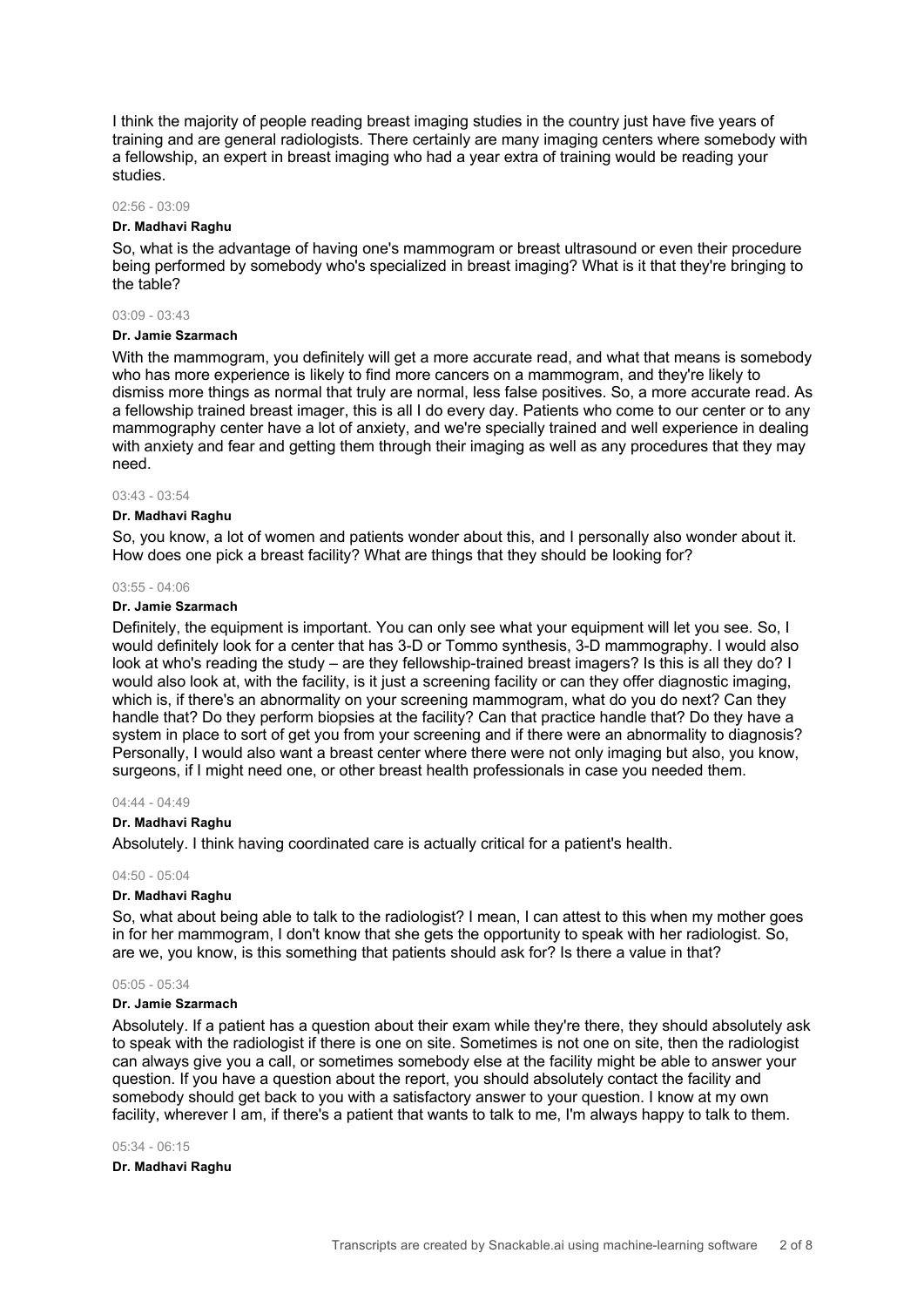I think the majority of people reading breast imaging studies in the country just have five years of training and are general radiologists. There certainly are many imaging centers where somebody with a fellowship, an expert in breast imaging who had a year extra of training would be reading your studies.

02:56 - 03:09

**Dr. Madhavi Raghu**

So, what is the advantage of having one's mammogram or breast ultrasound or even their procedure being performed by somebody who's specialized in breast imaging? What is it that they're bringing to the table?

03:09 - 03:43

**Dr. Jamie Szarmach**

With the mammogram, you definitely will get a more accurate read, and what that means is somebody who has more experience is likely to find more cancers on a mammogram, and they're likely to dismiss more things as normal that truly are normal, less false positives. So, a more accurate read. As a fellowship trained breast imager, this is all I do every day. Patients who come to our center or to any mammography center have a lot of anxiety, and we're specially trained and well experience in dealing with anxiety and fear and getting them through their imaging as well as any procedures that they may need.

03:43 - 03:54

**Dr. Madhavi Raghu**

So, you know, a lot of women and patients wonder about this, and I personally also wonder about it. How does one pick a breast facility? What are things that they should be looking for?

03:55 - 04:06

**Dr. Jamie Szarmach**

Definitely, the equipment is important. You can only see what your equipment will let you see. So, I would definitely look for a center that has 3-D or Tommo synthesis, 3-D mammography. I would also look at who's reading the study – are they fellowship-trained breast imagers? Is this is all they do? I would also look at, with the facility, is it just a screening facility or can they offer diagnostic imaging, which is, if there's an abnormality on your screening mammogram, what do you do next? Can they handle that? Do they perform biopsies at the facility? Can that practice handle that? Do they have a system in place to sort of get you from your screening and if there were an abnormality to diagnosis? Personally, I would also want a breast center where there were not only imaging but also, you know, surgeons, if I might need one, or other breast health professionals in case you needed them.

04:44 - 04:49

**Dr. Madhavi Raghu**

Absolutely. I think having coordinated care is actually critical for a patient's health.

04:50 - 05:04

**Dr. Madhavi Raghu**

So, what about being able to talk to the radiologist? I mean, I can attest to this when my mother goes in for her mammogram, I don't know that she gets the opportunity to speak with her radiologist. So, are we, you know, is this something that patients should ask for? Is there a value in that?

05:05 - 05:34

**Dr. Jamie Szarmach**

Absolutely. If a patient has a question about their exam while they're there, they should absolutely ask to speak with the radiologist if there is one on site. Sometimes is not one on site, then the radiologist can always give you a call, or sometimes somebody else at the facility might be able to answer your question. If you have a question about the report, you should absolutely contact the facility and somebody should get back to you with a satisfactory answer to your question. I know at my own facility, wherever I am, if there's a patient that wants to talk to me, I'm always happy to talk to them.

05:34 - 06:15

**Dr. Madhavi Raghu**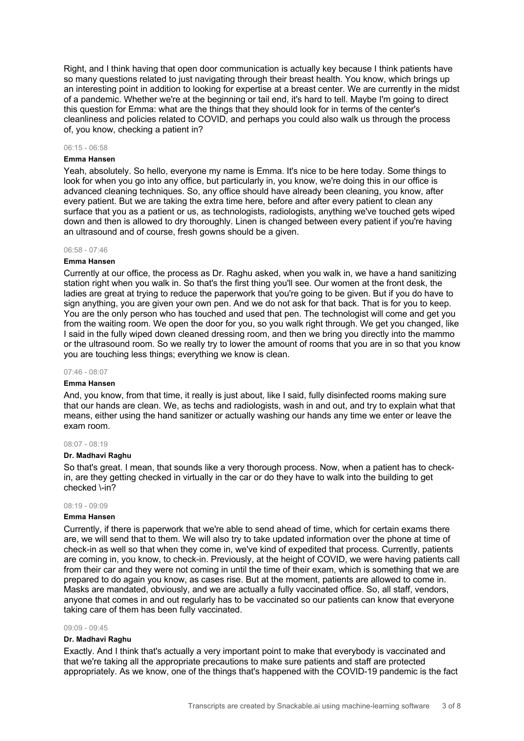Right, and I think having that open door communication is actually key because I think patients have so many questions related to just navigating through their breast health. You know, which brings up an interesting point in addition to looking for expertise at a breast center. We are currently in the midst of a pandemic. Whether we're at the beginning or tail end, it's hard to tell. Maybe I'm going to direct this question for Emma: what are the things that they should look for in terms of the center's cleanliness and policies related to COVID, and perhaps you could also walk us through the process of, you know, checking a patient in?

06:15 - 06:58

**Emma Hansen**

Yeah, absolutely. So hello, everyone my name is Emma. It's nice to be here today. Some things to look for when you go into any office, but particularly in, you know, we're doing this in our office is advanced cleaning techniques. So, any office should have already been cleaning, you know, after every patient. But we are taking the extra time here, before and after every patient to clean any surface that you as a patient or us, as technologists, radiologists, anything we've touched gets wiped down and then is allowed to dry thoroughly. Linen is changed between every patient if you're having an ultrasound and of course, fresh gowns should be a given.

06:58 - 07:46

**Emma Hansen**

Currently at our office, the process as Dr. Raghu asked, when you walk in, we have a hand sanitizing station right when you walk in. So that's the first thing you'll see. Our women at the front desk, the ladies are great at trying to reduce the paperwork that you're going to be given. But if you do have to sign anything, you are given your own pen. And we do not ask for that back. That is for you to keep. You are the only person who has touched and used that pen. The technologist will come and get you from the waiting room. We open the door for you, so you walk right through. We get you changed, like I said in the fully wiped down cleaned dressing room, and then we bring you directly into the mammo or the ultrasound room. So we really try to lower the amount of rooms that you are in so that you know you are touching less things; everything we know is clean.

07:46 - 08:07

**Emma Hansen**

And, you know, from that time, it really is just about, like I said, fully disinfected rooms making sure that our hands are clean. We, as techs and radiologists, wash in and out, and try to explain what that means, either using the hand sanitizer or actually washing our hands any time we enter or leave the exam room.

08:07 - 08:19

**Dr. Madhavi Raghu**

So that's great. I mean, that sounds like a very thorough process. Now, when a patient has to check-in, are they getting checked in virtually in the car or do they have to walk into the building to get checked \-in?

08:19 - 09:09

**Emma Hansen**

Currently, if there is paperwork that we're able to send ahead of time, which for certain exams there are, we will send that to them. We will also try to take updated information over the phone at time of check-in as well so that when they come in, we've kind of expedited that process. Currently, patients are coming in, you know, to check-in. Previously, at the height of COVID, we were having patients call from their car and they were not coming in until the time of their exam, which is something that we are prepared to do again you know, as cases rise. But at the moment, patients are allowed to come in. Masks are mandated, obviously, and we are actually a fully vaccinated office. So, all staff, vendors, anyone that comes in and out regularly has to be vaccinated so our patients can know that everyone taking care of them has been fully vaccinated.

09:09 - 09:45

**Dr. Madhavi Raghu**

Exactly. And I think that's actually a very important point to make that everybody is vaccinated and that we're taking all the appropriate precautions to make sure patients and staff are protected appropriately. As we know, one of the things that's happened with the COVID-19 pandemic is the fact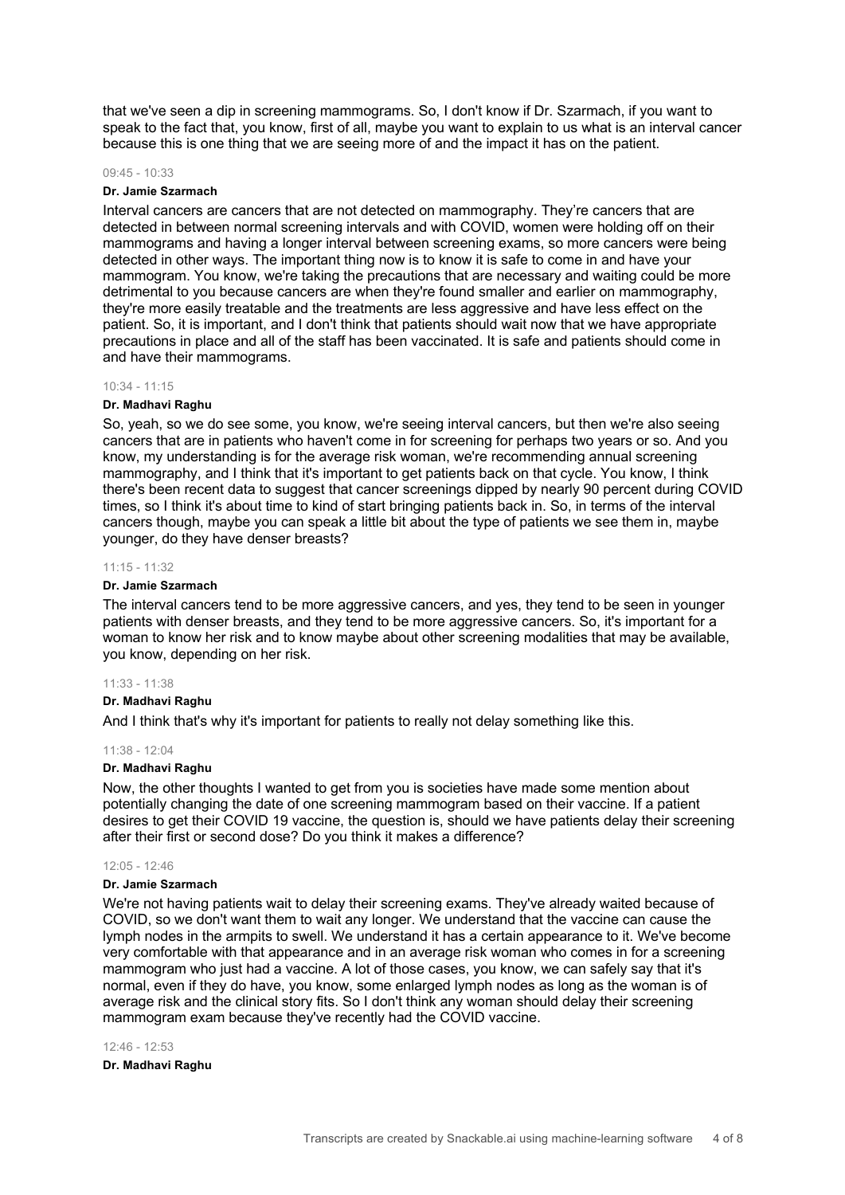that we've seen a dip in screening mammograms. So, I don't know if Dr. Szarmach, if you want to speak to the fact that, you know, first of all, maybe you want to explain to us what is an interval cancer because this is one thing that we are seeing more of and the impact it has on the patient.

09:45 - 10:33

**Dr. Jamie Szarmach**

Interval cancers are cancers that are not detected on mammography. They're cancers that are detected in between normal screening intervals and with COVID, women were holding off on their mammograms and having a longer interval between screening exams, so more cancers were being detected in other ways. The important thing now is to know it is safe to come in and have your mammogram. You know, we're taking the precautions that are necessary and waiting could be more detrimental to you because cancers are when they're found smaller and earlier on mammography, they're more easily treatable and the treatments are less aggressive and have less effect on the patient. So, it is important, and I don't think that patients should wait now that we have appropriate precautions in place and all of the staff has been vaccinated. It is safe and patients should come in and have their mammograms.

10:34 - 11:15

**Dr. Madhavi Raghu**

So, yeah, so we do see some, you know, we're seeing interval cancers, but then we're also seeing cancers that are in patients who haven't come in for screening for perhaps two years or so. And you know, my understanding is for the average risk woman, we're recommending annual screening mammography, and I think that it's important to get patients back on that cycle. You know, I think there's been recent data to suggest that cancer screenings dipped by nearly 90 percent during COVID times, so I think it's about time to kind of start bringing patients back in. So, in terms of the interval cancers though, maybe you can speak a little bit about the type of patients we see them in, maybe younger, do they have denser breasts?

11:15 - 11:32

**Dr. Jamie Szarmach**

The interval cancers tend to be more aggressive cancers, and yes, they tend to be seen in younger patients with denser breasts, and they tend to be more aggressive cancers. So, it's important for a woman to know her risk and to know maybe about other screening modalities that may be available, you know, depending on her risk.

11:33 - 11:38

**Dr. Madhavi Raghu**

And I think that's why it's important for patients to really not delay something like this.

11:38 - 12:04

**Dr. Madhavi Raghu**

Now, the other thoughts I wanted to get from you is societies have made some mention about potentially changing the date of one screening mammogram based on their vaccine. If a patient desires to get their COVID 19 vaccine, the question is, should we have patients delay their screening after their first or second dose? Do you think it makes a difference?

12:05 - 12:46

**Dr. Jamie Szarmach**

We're not having patients wait to delay their screening exams. They've already waited because of COVID, so we don't want them to wait any longer. We understand that the vaccine can cause the lymph nodes in the armpits to swell. We understand it has a certain appearance to it. We've become very comfortable with that appearance and in an average risk woman who comes in for a screening mammogram who just had a vaccine. A lot of those cases, you know, we can safely say that it's normal, even if they do have, you know, some enlarged lymph nodes as long as the woman is of average risk and the clinical story fits. So I don't think any woman should delay their screening mammogram exam because they've recently had the COVID vaccine.

12:46 - 12:53

**Dr. Madhavi Raghu**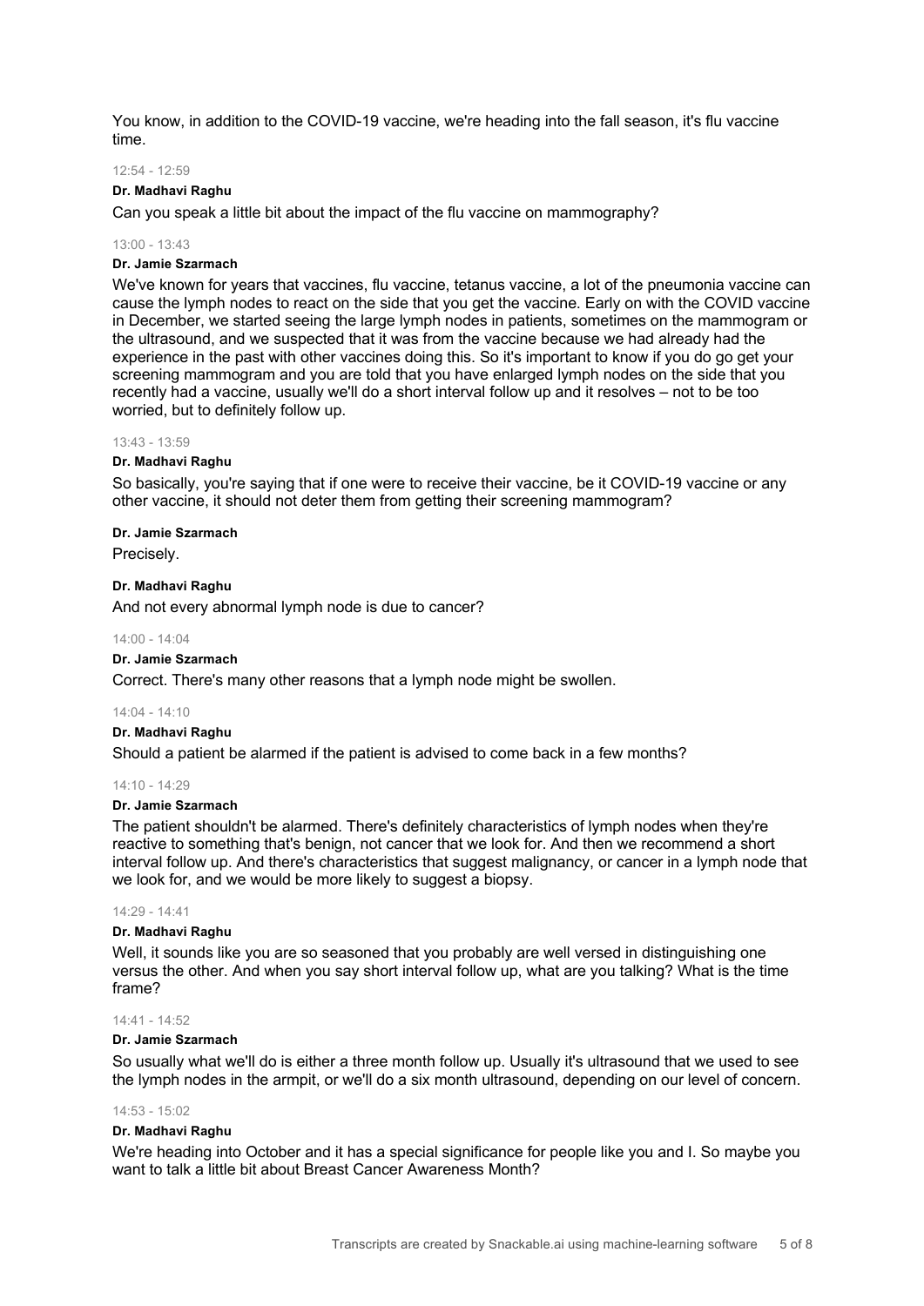You know, in addition to the COVID-19 vaccine, we're heading into the fall season, it's flu vaccine time.

12:54 - 12:59

**Dr. Madhavi Raghu**

Can you speak a little bit about the impact of the flu vaccine on mammography?

13:00 - 13:43

**Dr. Jamie Szarmach**

We've known for years that vaccines, flu vaccine, tetanus vaccine, a lot of the pneumonia vaccine can cause the lymph nodes to react on the side that you get the vaccine. Early on with the COVID vaccine in December, we started seeing the large lymph nodes in patients, sometimes on the mammogram or the ultrasound, and we suspected that it was from the vaccine because we had already had the experience in the past with other vaccines doing this. So it's important to know if you do go get your screening mammogram and you are told that you have enlarged lymph nodes on the side that you recently had a vaccine, usually we'll do a short interval follow up and it resolves – not to be too worried, but to definitely follow up.

13:43 - 13:59

**Dr. Madhavi Raghu**

So basically, you're saying that if one were to receive their vaccine, be it COVID-19 vaccine or any other vaccine, it should not deter them from getting their screening mammogram?

**Dr. Jamie Szarmach**

Precisely.

**Dr. Madhavi Raghu**

And not every abnormal lymph node is due to cancer?

14:00 - 14:04

**Dr. Jamie Szarmach**

Correct. There's many other reasons that a lymph node might be swollen.

14:04 - 14:10

**Dr. Madhavi Raghu**

Should a patient be alarmed if the patient is advised to come back in a few months?

14:10 - 14:29

**Dr. Jamie Szarmach**

The patient shouldn't be alarmed. There's definitely characteristics of lymph nodes when they're reactive to something that's benign, not cancer that we look for. And then we recommend a short interval follow up. And there's characteristics that suggest malignancy, or cancer in a lymph node that we look for, and we would be more likely to suggest a biopsy.

14:29 - 14:41

**Dr. Madhavi Raghu**

Well, it sounds like you are so seasoned that you probably are well versed in distinguishing one versus the other. And when you say short interval follow up, what are you talking? What is the time frame?

14:41 - 14:52

**Dr. Jamie Szarmach**

So usually what we'll do is either a three month follow up. Usually it's ultrasound that we used to see the lymph nodes in the armpit, or we'll do a six month ultrasound, depending on our level of concern.

14:53 - 15:02

**Dr. Madhavi Raghu**

We're heading into October and it has a special significance for people like you and I. So maybe you want to talk a little bit about Breast Cancer Awareness Month?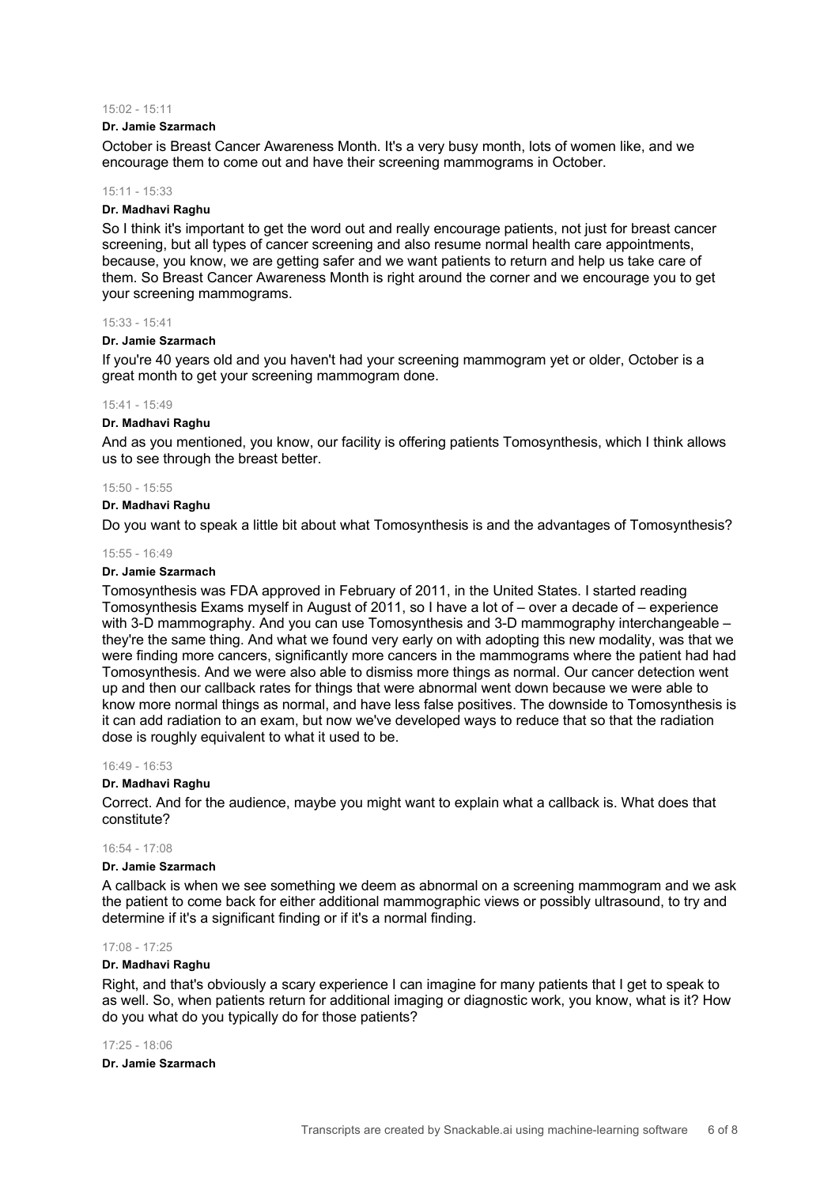15:02 - 15:11

**Dr. Jamie Szarmach**

October is Breast Cancer Awareness Month. It's a very busy month, lots of women like, and we encourage them to come out and have their screening mammograms in October.

15:11 - 15:33

**Dr. Madhavi Raghu**

So I think it's important to get the word out and really encourage patients, not just for breast cancer screening, but all types of cancer screening and also resume normal health care appointments, because, you know, we are getting safer and we want patients to return and help us take care of them. So Breast Cancer Awareness Month is right around the corner and we encourage you to get your screening mammograms.

15:33 - 15:41

**Dr. Jamie Szarmach**

If you're 40 years old and you haven't had your screening mammogram yet or older, October is a great month to get your screening mammogram done.

15:41 - 15:49

**Dr. Madhavi Raghu**

And as you mentioned, you know, our facility is offering patients Tomosynthesis, which I think allows us to see through the breast better.

15:50 - 15:55

**Dr. Madhavi Raghu**

Do you want to speak a little bit about what Tomosynthesis is and the advantages of Tomosynthesis?

15:55 - 16:49

**Dr. Jamie Szarmach**

Tomosynthesis was FDA approved in February of 2011, in the United States. I started reading Tomosynthesis Exams myself in August of 2011, so I have a lot of – over a decade of – experience with 3-D mammography. And you can use Tomosynthesis and 3-D mammography interchangeable – they're the same thing. And what we found very early on with adopting this new modality, was that we were finding more cancers, significantly more cancers in the mammograms where the patient had had Tomosynthesis. And we were also able to dismiss more things as normal. Our cancer detection went up and then our callback rates for things that were abnormal went down because we were able to know more normal things as normal, and have less false positives. The downside to Tomosynthesis is it can add radiation to an exam, but now we've developed ways to reduce that so that the radiation dose is roughly equivalent to what it used to be.

16:49 - 16:53

**Dr. Madhavi Raghu**

Correct. And for the audience, maybe you might want to explain what a callback is. What does that constitute?

16:54 - 17:08

**Dr. Jamie Szarmach**

A callback is when we see something we deem as abnormal on a screening mammogram and we ask the patient to come back for either additional mammographic views or possibly ultrasound, to try and determine if it's a significant finding or if it's a normal finding.

17:08 - 17:25

**Dr. Madhavi Raghu**

Right, and that's obviously a scary experience I can imagine for many patients that I get to speak to as well. So, when patients return for additional imaging or diagnostic work, you know, what is it? How do you what do you typically do for those patients?

17:25 - 18:06

**Dr. Jamie Szarmach**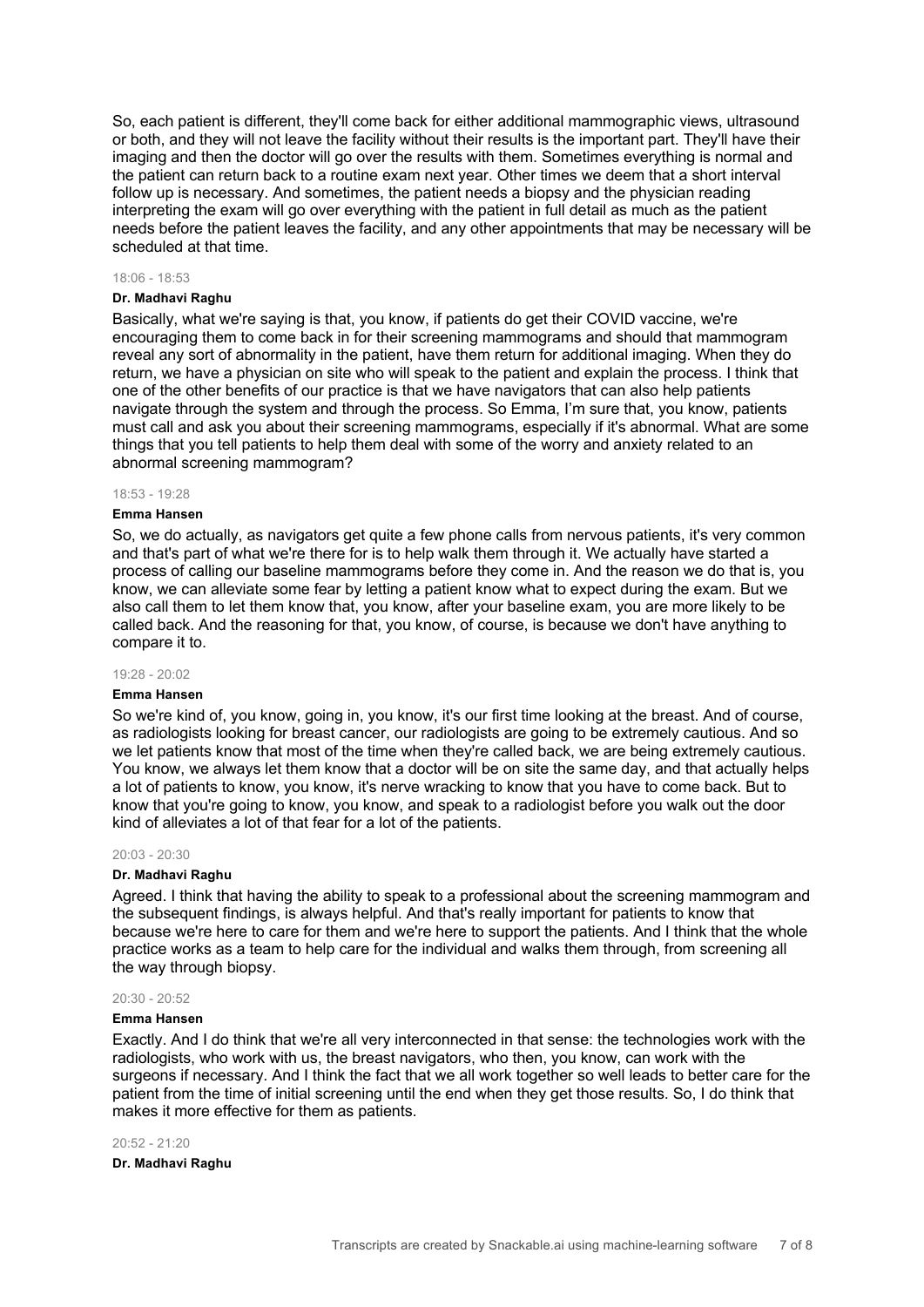So, each patient is different, they'll come back for either additional mammographic views, ultrasound or both, and they will not leave the facility without their results is the important part. They'll have their imaging and then the doctor will go over the results with them. Sometimes everything is normal and the patient can return back to a routine exam next year. Other times we deem that a short interval follow up is necessary. And sometimes, the patient needs a biopsy and the physician reading interpreting the exam will go over everything with the patient in full detail as much as the patient needs before the patient leaves the facility, and any other appointments that may be necessary will be scheduled at that time.

18:06 - 18:53

**Dr. Madhavi Raghu**

Basically, what we're saying is that, you know, if patients do get their COVID vaccine, we're encouraging them to come back in for their screening mammograms and should that mammogram reveal any sort of abnormality in the patient, have them return for additional imaging. When they do return, we have a physician on site who will speak to the patient and explain the process. I think that one of the other benefits of our practice is that we have navigators that can also help patients navigate through the system and through the process. So Emma, I'm sure that, you know, patients must call and ask you about their screening mammograms, especially if it's abnormal. What are some things that you tell patients to help them deal with some of the worry and anxiety related to an abnormal screening mammogram?

18:53 - 19:28

**Emma Hansen**

So, we do actually, as navigators get quite a few phone calls from nervous patients, it's very common and that's part of what we're there for is to help walk them through it. We actually have started a process of calling our baseline mammograms before they come in. And the reason we do that is, you know, we can alleviate some fear by letting a patient know what to expect during the exam. But we also call them to let them know that, you know, after your baseline exam, you are more likely to be called back. And the reasoning for that, you know, of course, is because we don't have anything to compare it to.

19:28 - 20:02

**Emma Hansen**

So we're kind of, you know, going in, you know, it's our first time looking at the breast. And of course, as radiologists looking for breast cancer, our radiologists are going to be extremely cautious. And so we let patients know that most of the time when they're called back, we are being extremely cautious. You know, we always let them know that a doctor will be on site the same day, and that actually helps a lot of patients to know, you know, it's nerve wracking to know that you have to come back. But to know that you're going to know, you know, and speak to a radiologist before you walk out the door kind of alleviates a lot of that fear for a lot of the patients.

20:03 - 20:30

**Dr. Madhavi Raghu**

Agreed. I think that having the ability to speak to a professional about the screening mammogram and the subsequent findings, is always helpful. And that's really important for patients to know that because we're here to care for them and we're here to support the patients. And I think that the whole practice works as a team to help care for the individual and walks them through, from screening all the way through biopsy.

20:30 - 20:52

**Emma Hansen**

Exactly. And I do think that we're all very interconnected in that sense: the technologies work with the radiologists, who work with us, the breast navigators, who then, you know, can work with the surgeons if necessary. And I think the fact that we all work together so well leads to better care for the patient from the time of initial screening until the end when they get those results. So, I do think that makes it more effective for them as patients.

20:52 - 21:20

**Dr. Madhavi Raghu**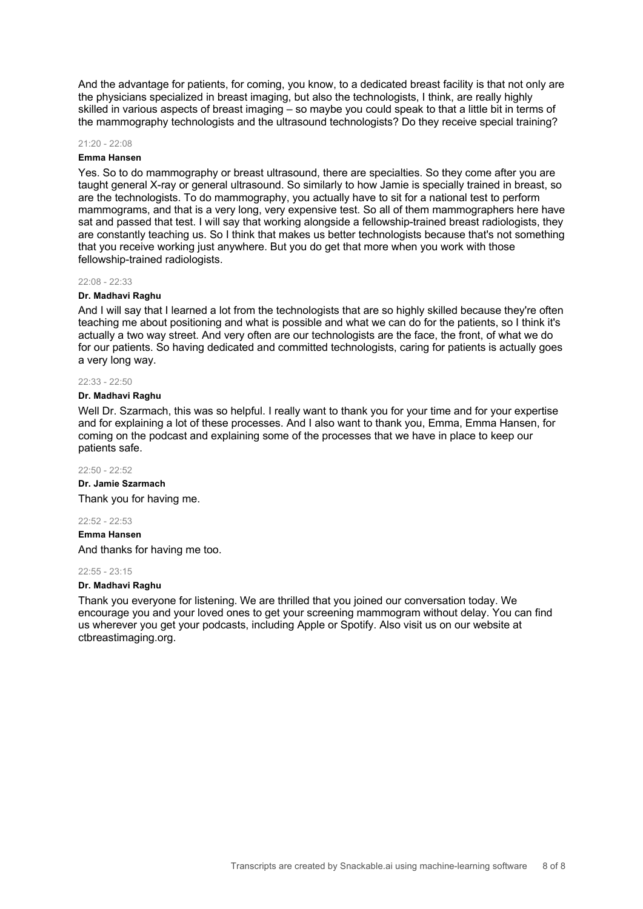And the advantage for patients, for coming, you know, to a dedicated breast facility is that not only are the physicians specialized in breast imaging, but also the technologists, I think, are really highly skilled in various aspects of breast imaging – so maybe you could speak to that a little bit in terms of the mammography technologists and the ultrasound technologists? Do they receive special training?

21:20 - 22:08

**Emma Hansen**

Yes. So to do mammography or breast ultrasound, there are specialties. So they come after you are taught general X-ray or general ultrasound. So similarly to how Jamie is specially trained in breast, so are the technologists. To do mammography, you actually have to sit for a national test to perform mammograms, and that is a very long, very expensive test. So all of them mammographers here have sat and passed that test. I will say that working alongside a fellowship-trained breast radiologists, they are constantly teaching us. So I think that makes us better technologists because that's not something that you receive working just anywhere. But you do get that more when you work with those fellowship-trained radiologists.

22:08 - 22:33

**Dr. Madhavi Raghu**

And I will say that I learned a lot from the technologists that are so highly skilled because they're often teaching me about positioning and what is possible and what we can do for the patients, so I think it's actually a two way street. And very often are our technologists are the face, the front, of what we do for our patients. So having dedicated and committed technologists, caring for patients is actually goes a very long way.

22:33 - 22:50

**Dr. Madhavi Raghu**

Well Dr. Szarmach, this was so helpful. I really want to thank you for your time and for your expertise and for explaining a lot of these processes. And I also want to thank you, Emma, Emma Hansen, for coming on the podcast and explaining some of the processes that we have in place to keep our patients safe.

22:50 - 22:52

**Dr. Jamie Szarmach**

Thank you for having me.

22:52 - 22:53

**Emma Hansen**

And thanks for having me too.

22:55 - 23:15

**Dr. Madhavi Raghu**

Thank you everyone for listening. We are thrilled that you joined our conversation today. We encourage you and your loved ones to get your screening mammogram without delay. You can find us wherever you get your podcasts, including Apple or Spotify. Also visit us on our website at ctbreastimaging.org.

Transcripts are created by Snackable.ai using machine-learning software